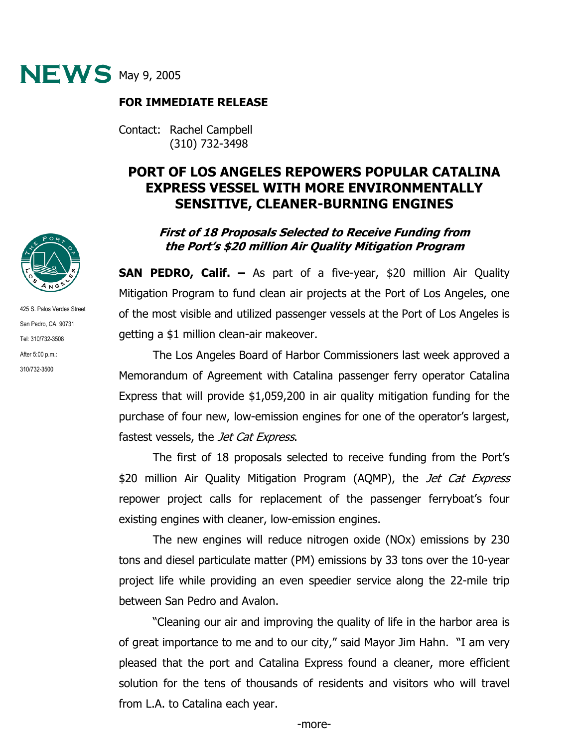# NEWS May 9, 2005

**FOR IMMEDIATE RELEASE**

Contact: Rachel Campbell
(310) 732-3498

425 S. Palos Verdes Street
San Pedro, CA 90731
Tel: 310/732-3508
After 5:00 p.m.:
310/732-3500

## PORT OF LOS ANGELES REPOWERS POPULAR CATALINA EXPRESS VESSEL WITH MORE ENVIRONMENTALLY SENSITIVE, CLEANER-BURNING ENGINES

### *First of 18 Proposals Selected to Receive Funding from the Port's $20 million Air Quality Mitigation Program*

**SAN PEDRO, Calif. –** As part of a five-year, $20 million Air Quality Mitigation Program to fund clean air projects at the Port of Los Angeles, one of the most visible and utilized passenger vessels at the Port of Los Angeles is getting a $1 million clean-air makeover.

The Los Angeles Board of Harbor Commissioners last week approved a Memorandum of Agreement with Catalina passenger ferry operator Catalina Express that will provide $1,059,200 in air quality mitigation funding for the purchase of four new, low-emission engines for one of the operator's largest, fastest vessels, the *Jet Cat Express*.

The first of 18 proposals selected to receive funding from the Port's $20 million Air Quality Mitigation Program (AQMP), the *Jet Cat Express* repower project calls for replacement of the passenger ferryboat's four existing engines with cleaner, low-emission engines.

The new engines will reduce nitrogen oxide (NOx) emissions by 230 tons and diesel particulate matter (PM) emissions by 33 tons over the 10-year project life while providing an even speedier service along the 22-mile trip between San Pedro and Avalon.

"Cleaning our air and improving the quality of life in the harbor area is of great importance to me and to our city," said Mayor Jim Hahn. "I am very pleased that the port and Catalina Express found a cleaner, more efficient solution for the tens of thousands of residents and visitors who will travel from L.A. to Catalina each year.

-more-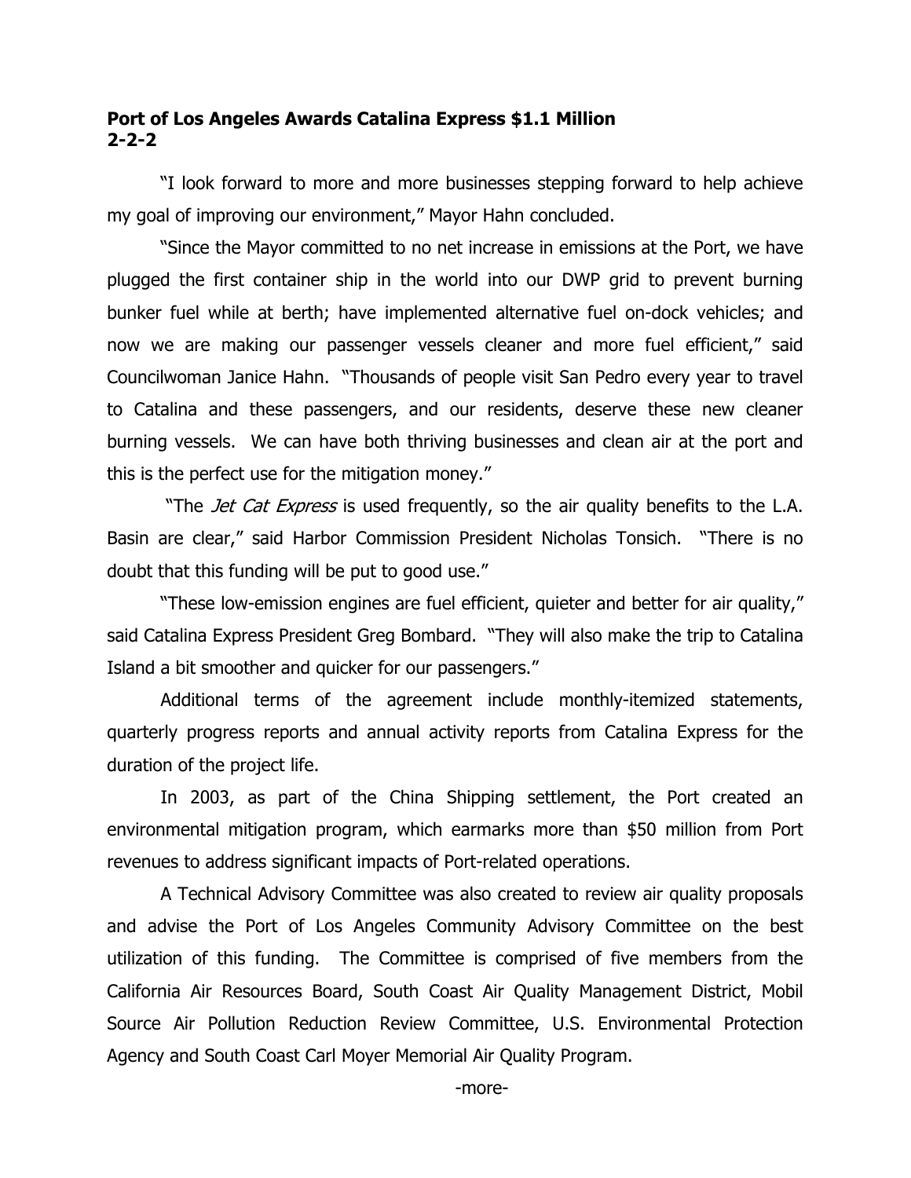**Port of Los Angeles Awards Catalina Express $1.1 Million**
**2-2-2**

"I look forward to more and more businesses stepping forward to help achieve my goal of improving our environment," Mayor Hahn concluded.

"Since the Mayor committed to no net increase in emissions at the Port, we have plugged the first container ship in the world into our DWP grid to prevent burning bunker fuel while at berth; have implemented alternative fuel on-dock vehicles; and now we are making our passenger vessels cleaner and more fuel efficient," said Councilwoman Janice Hahn. "Thousands of people visit San Pedro every year to travel to Catalina and these passengers, and our residents, deserve these new cleaner burning vessels. We can have both thriving businesses and clean air at the port and this is the perfect use for the mitigation money."

"The *Jet Cat Express* is used frequently, so the air quality benefits to the L.A. Basin are clear," said Harbor Commission President Nicholas Tonsich. "There is no doubt that this funding will be put to good use."

"These low-emission engines are fuel efficient, quieter and better for air quality," said Catalina Express President Greg Bombard. "They will also make the trip to Catalina Island a bit smoother and quicker for our passengers."

Additional terms of the agreement include monthly-itemized statements, quarterly progress reports and annual activity reports from Catalina Express for the duration of the project life.

In 2003, as part of the China Shipping settlement, the Port created an environmental mitigation program, which earmarks more than $50 million from Port revenues to address significant impacts of Port-related operations.

A Technical Advisory Committee was also created to review air quality proposals and advise the Port of Los Angeles Community Advisory Committee on the best utilization of this funding. The Committee is comprised of five members from the California Air Resources Board, South Coast Air Quality Management District, Mobil Source Air Pollution Reduction Review Committee, U.S. Environmental Protection Agency and South Coast Carl Moyer Memorial Air Quality Program.

-more-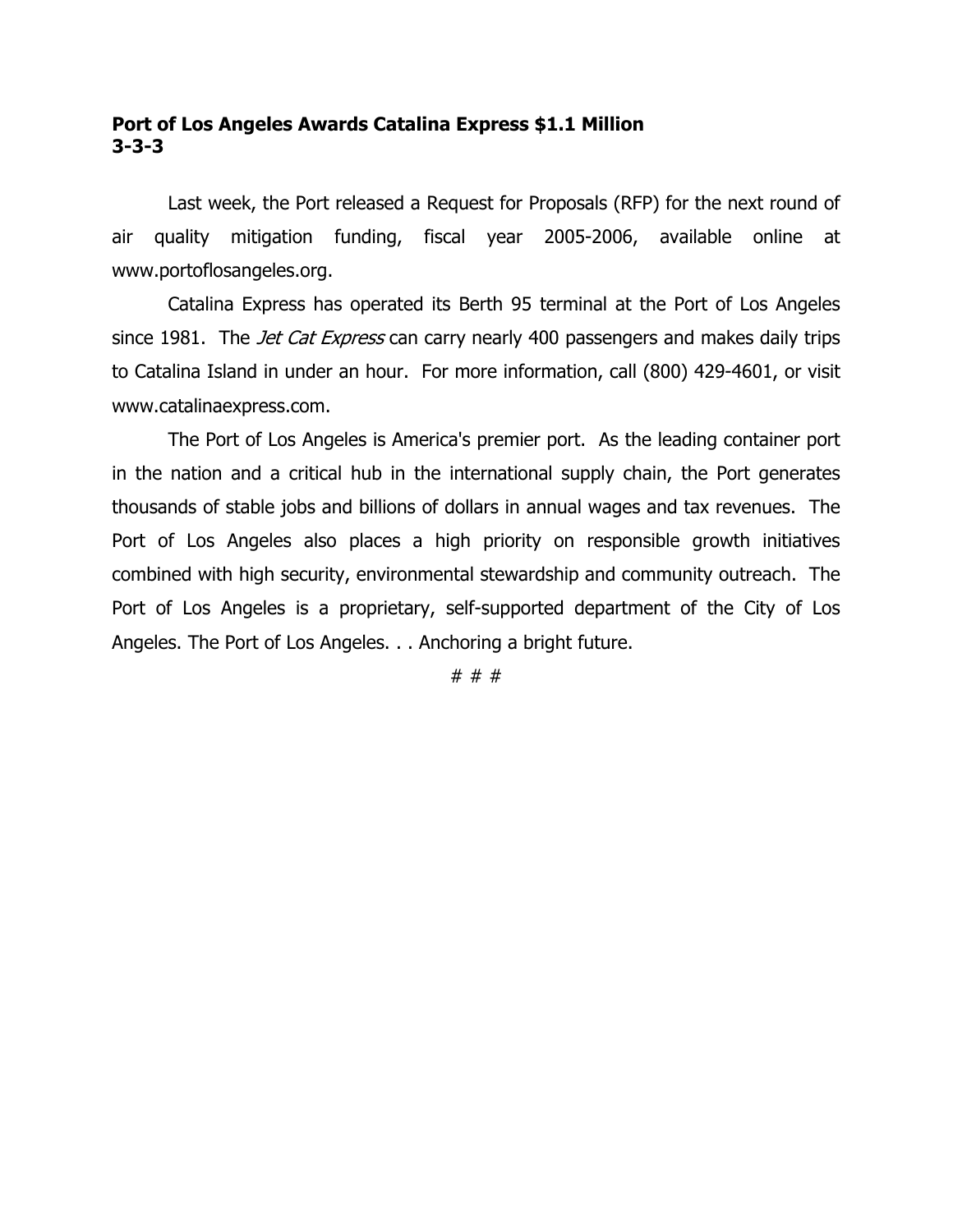Last week, the Port released a Request for Proposals (RFP) for the next round of air quality mitigation funding, fiscal year 2005-2006, available online at www.portoflosangeles.org.

Catalina Express has operated its Berth 95 terminal at the Port of Los Angeles since 1981. The *Jet Cat Express* can carry nearly 400 passengers and makes daily trips to Catalina Island in under an hour. For more information, call (800) 429-4601, or visit www.catalinaexpress.com.

The Port of Los Angeles is America's premier port. As the leading container port in the nation and a critical hub in the international supply chain, the Port generates thousands of stable jobs and billions of dollars in annual wages and tax revenues. The Port of Los Angeles also places a high priority on responsible growth initiatives combined with high security, environmental stewardship and community outreach. The Port of Los Angeles is a proprietary, self-supported department of the City of Los Angeles. The Port of Los Angeles. . . Anchoring a bright future.

# # #